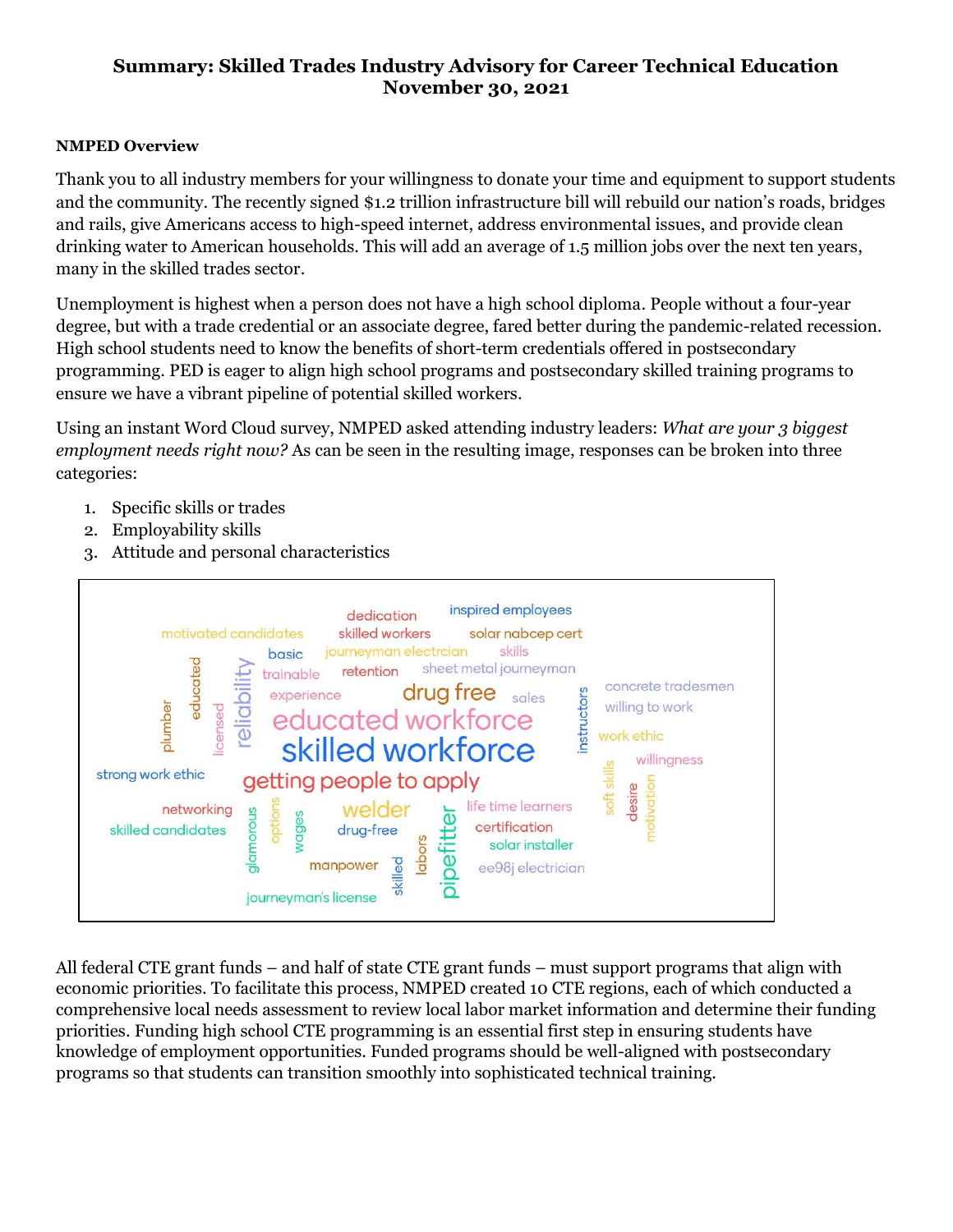# Summary: Skilled Trades Industry Advisory for Career Technical Education
## November 30, 2021

**NMPED Overview**

Thank you to all industry members for your willingness to donate your time and equipment to support students and the community. The recently signed $1.2 trillion infrastructure bill will rebuild our nation's roads, bridges and rails, give Americans access to high-speed internet, address environmental issues, and provide clean drinking water to American households. This will add an average of 1.5 million jobs over the next ten years, many in the skilled trades sector.

Unemployment is highest when a person does not have a high school diploma. People without a four-year degree, but with a trade credential or an associate degree, fared better during the pandemic-related recession. High school students need to know the benefits of short-term credentials offered in postsecondary programming. PED is eager to align high school programs and postsecondary skilled training programs to ensure we have a vibrant pipeline of potential skilled workers.

Using an instant Word Cloud survey, NMPED asked attending industry leaders: *What are your 3 biggest employment needs right now?* As can be seen in the resulting image, responses can be broken into three categories:

1. Specific skills or trades
2. Employability skills
3. Attitude and personal characteristics

dedication, inspired employees, motivated candidates, skilled workers, solar nabcep cert, basic, journeyman electrcian, skills, educated, reliability, trainable, retention, sheet metal journeyman, plumber, licensed, experience, drug free, sales, instructors, concrete tradesmen, willing to work, educated workforce, skilled workforce, work ethic, willingness, strong work ethic, getting people to apply, soft skills, desire, motivation, networking, welder, life time learners, skilled candidates, glamorous, options, wages, drug-free, labors, pipefitter, certification, solar installer, manpower, skilled, ee98j electrician, journeyman's license

All federal CTE grant funds – and half of state CTE grant funds – must support programs that align with economic priorities. To facilitate this process, NMPED created 10 CTE regions, each of which conducted a comprehensive local needs assessment to review local labor market information and determine their funding priorities. Funding high school CTE programming is an essential first step in ensuring students have knowledge of employment opportunities. Funded programs should be well-aligned with postsecondary programs so that students can transition smoothly into sophisticated technical training.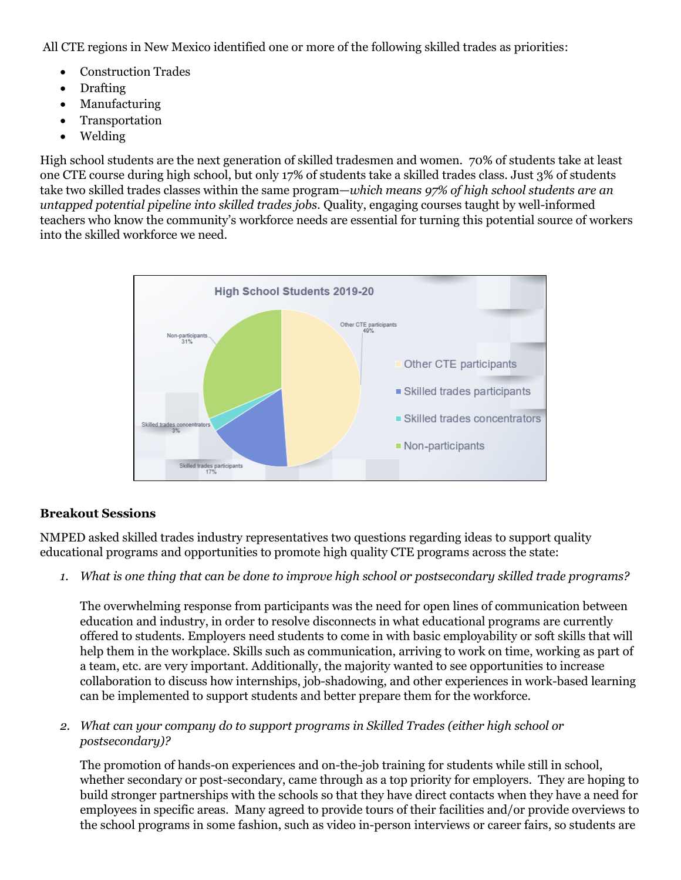All CTE regions in New Mexico identified one or more of the following skilled trades as priorities:

- Construction Trades
- Drafting
- Manufacturing
- Transportation
- Welding

High school students are the next generation of skilled tradesmen and women. 70% of students take at least one CTE course during high school, but only 17% of students take a skilled trades class. Just 3% of students take two skilled trades classes within the same program—*which means 97% of high school students are an untapped potential pipeline into skilled trades jobs*. Quality, engaging courses taught by well-informed teachers who know the community's workforce needs are essential for turning this potential source of workers into the skilled workforce we need.

High School Students 2019-20

- Other CTE participants 49%
- Skilled trades participants 17%
- Skilled trades concentrators 3%
- Non-participants 31%

**Breakout Sessions**

NMPED asked skilled trades industry representatives two questions regarding ideas to support quality educational programs and opportunities to promote high quality CTE programs across the state:

1. *What is one thing that can be done to improve high school or postsecondary skilled trade programs?*

   The overwhelming response from participants was the need for open lines of communication between education and industry, in order to resolve disconnects in what educational programs are currently offered to students. Employers need students to come in with basic employability or soft skills that will help them in the workplace. Skills such as communication, arriving to work on time, working as part of a team, etc. are very important. Additionally, the majority wanted to see opportunities to increase collaboration to discuss how internships, job-shadowing, and other experiences in work-based learning can be implemented to support students and better prepare them for the workforce.

2. *What can your company do to support programs in Skilled Trades (either high school or postsecondary)?*

   The promotion of hands-on experiences and on-the-job training for students while still in school, whether secondary or post-secondary, came through as a top priority for employers. They are hoping to build stronger partnerships with the schools so that they have direct contacts when they have a need for employees in specific areas. Many agreed to provide tours of their facilities and/or provide overviews to the school programs in some fashion, such as video in-person interviews or career fairs, so students are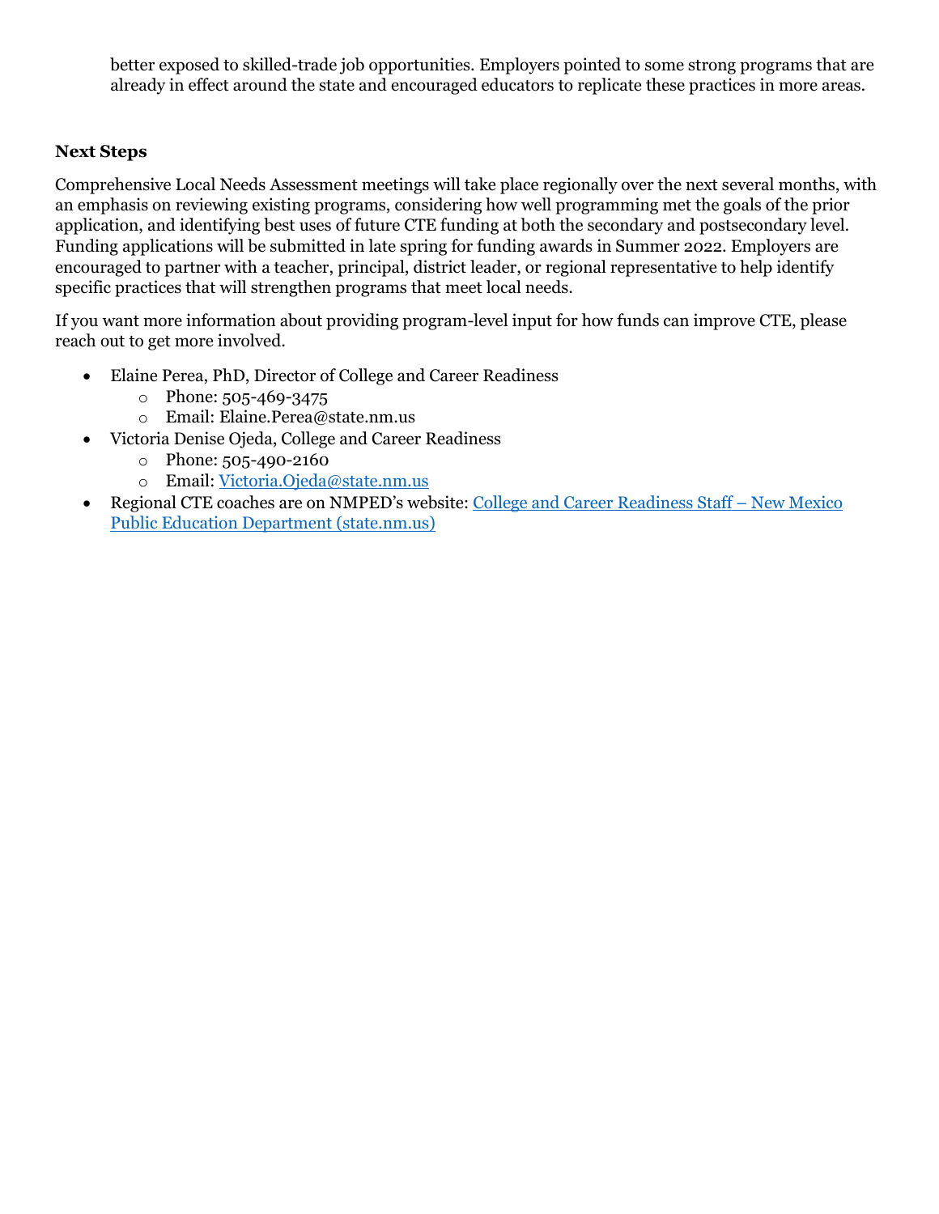better exposed to skilled-trade job opportunities. Employers pointed to some strong programs that are already in effect around the state and encouraged educators to replicate these practices in more areas.

**Next Steps**

Comprehensive Local Needs Assessment meetings will take place regionally over the next several months, with an emphasis on reviewing existing programs, considering how well programming met the goals of the prior application, and identifying best uses of future CTE funding at both the secondary and postsecondary level. Funding applications will be submitted in late spring for funding awards in Summer 2022. Employers are encouraged to partner with a teacher, principal, district leader, or regional representative to help identify specific practices that will strengthen programs that meet local needs.

If you want more information about providing program-level input for how funds can improve CTE, please reach out to get more involved.

- Elaine Perea, PhD, Director of College and Career Readiness
  - Phone: 505-469-3475
  - Email: Elaine.Perea@state.nm.us
- Victoria Denise Ojeda, College and Career Readiness
  - Phone: 505-490-2160
  - Email: Victoria.Ojeda@state.nm.us
- Regional CTE coaches are on NMPED's website: College and Career Readiness Staff – New Mexico Public Education Department (state.nm.us)